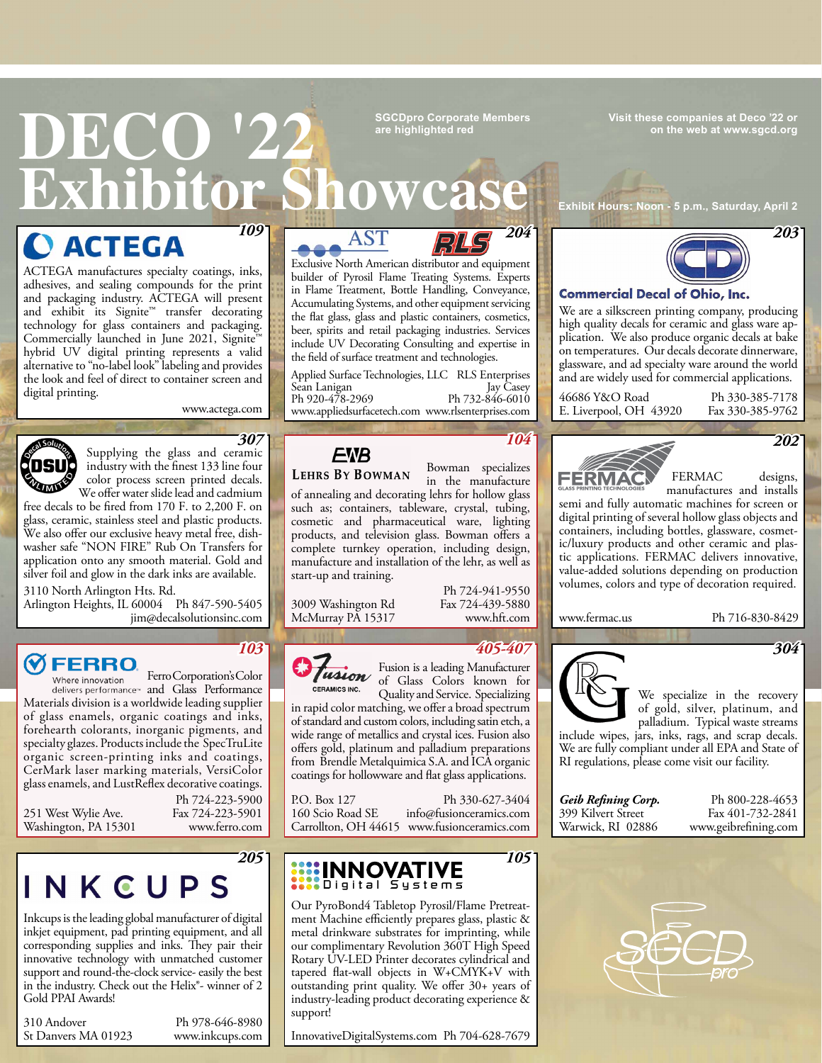# DECO '22 Exhibitor Showcase

SGCDpro Corporate Members are highlighted red

Visit these companies at Deco '22 or on the web at www.sgcd.org

Exhibit Hours: Noon - 5 p.m., Saturday, April 2

## ACTEGA — 109

ACTEGA manufactures specialty coatings, inks, adhesives, and sealing compounds for the print and packaging industry. ACTEGA will present and exhibit its Signite™ transfer decorating technology for glass containers and packaging. Commercially launched in June 2021, Signite™ hybrid UV digital printing represents a valid alternative to "no-label look" labeling and provides the look and feel of direct to container screen and digital printing.

www.actega.com

## AST / RLS — 204

Exclusive North American distributor and equipment builder of Pyrosil Flame Treating Systems. Experts in Flame Treatment, Bottle Handling, Conveyance, Accumulating Systems, and other equipment servicing the flat glass, glass and plastic containers, cosmetics, beer, spirits and retail packaging industries. Services include UV Decorating Consulting and expertise in the field of surface treatment and technologies.

Applied Surface Technologies, LLC — Sean Lanigan — Ph 920-478-2969 — www.appliedsurfacetech.com

RLS Enterprises — Jay Casey — Ph 732-846-6010 — www.rlsenterprises.com

## Commercial Decal of Ohio, Inc. — 203

We are a silkscreen printing company, producing high quality decals for ceramic and glass ware application. We also produce organic decals at bake on temperatures. Our decals decorate dinnerware, glassware, and ad specialty ware around the world and are widely used for commercial applications.

46686 Y&O Road
E. Liverpool, OH 43920
Ph 330-385-7178
Fax 330-385-9762

## Decal Solutions Unlimited (DSU) — 307

Supplying the glass and ceramic industry with the finest 133 line four color process screen printed decals. We offer water slide lead and cadmium free decals to be fired from 170 F. to 2,200 F. on glass, ceramic, stainless steel and plastic products. We also offer our exclusive heavy metal free, dishwasher safe "NON FIRE" Rub On Transfers for application onto any smooth material. Gold and silver foil and glow in the dark inks are available.

3110 North Arlington Hts. Rd.
Arlington Heights, IL 60004
Ph 847-590-5405
jim@decalsolutionsinc.com

## Lehrs By Bowman — 104

Bowman specializes in the manufacture of annealing and decorating lehrs for hollow glass such as; containers, tableware, crystal, tubing, cosmetic and pharmaceutical ware, lighting products, and television glass. Bowman offers a complete turnkey operation, including design, manufacture and installation of the lehr, as well as start-up and training.

3009 Washington Rd
McMurray PA 15317
Ph 724-941-9550
Fax 724-439-5880
www.hft.com

## FERMAC — 202

FERMAC designs, manufactures and installs semi and fully automatic machines for screen or digital printing of several hollow glass objects and containers, including bottles, glassware, cosmetic/luxury products and other ceramic and plastic applications. FERMAC delivers innovative, value-added solutions depending on production volumes, colors and type of decoration required.

www.fermac.us
Ph 716-830-8429

## FERRO — 103

Where innovation delivers performance™

Ferro Corporation's Color and Glass Performance Materials division is a worldwide leading supplier of glass enamels, organic coatings and inks, forehearth colorants, inorganic pigments, and specialty glazes. Products include the SpecTruLite organic screen-printing inks and coatings, CerMark laser marking materials, VersiColor glass enamels, and LustReflex decorative coatings.

251 West Wylie Ave.
Washington, PA 15301
Ph 724-223-5900
Fax 724-223-5901
www.ferro.com

## Fusion Ceramics Inc. — 405-407

Fusion is a leading Manufacturer of Glass Colors known for Quality and Service. Specializing in rapid color matching, we offer a broad spectrum of standard and custom colors, including satin etch, a wide range of metallics and crystal ices. Fusion also offers gold, platinum and palladium preparations from Brendle Metalquimica S.A. and ICA organic coatings for holloware and flat glass applications.

P.O. Box 127
160 Scio Road SE
Carrollton, OH 44615
Ph 330-627-3404
info@fusionceramics.com
www.fusionceramics.com

## Geib Refining Corp. — 304

We specialize in the recovery of gold, silver, platinum, and palladium. Typical waste streams include wipes, jars, inks, rags, and scrap decals. We are fully compliant under all EPA and State of RI regulations, please come visit our facility.

*Geib Refining Corp.*
399 Kilvert Street
Warwick, RI 02886
Ph 800-228-4653
Fax 401-732-2841
www.geibrefining.com

## INKCUPS — 205

Inkcups is the leading global manufacturer of digital inkjet equipment, pad printing equipment, and all corresponding supplies and inks. They pair their innovative technology with unmatched customer support and round-the-clock service- easily the best in the industry. Check out the Helix®- winner of 2 Gold PPAI Awards!

310 Andover
St Danvers MA 01923
Ph 978-646-8980
www.inkcups.com

## INNOVATIVE Digital Systems — 105

Our PyroBond4 Tabletop Pyrosil/Flame Pretreatment Machine efficiently prepares glass, plastic & metal drinkware substrates for imprinting, while our complimentary Revolution 360T High Speed Rotary UV-LED Printer decorates cylindrical and tapered flat-wall objects in W+CMYK+V with outstanding print quality. We offer 30+ years of industry-leading product decorating experience & support!

InnovativeDigitalSystems.com
Ph 704-628-7679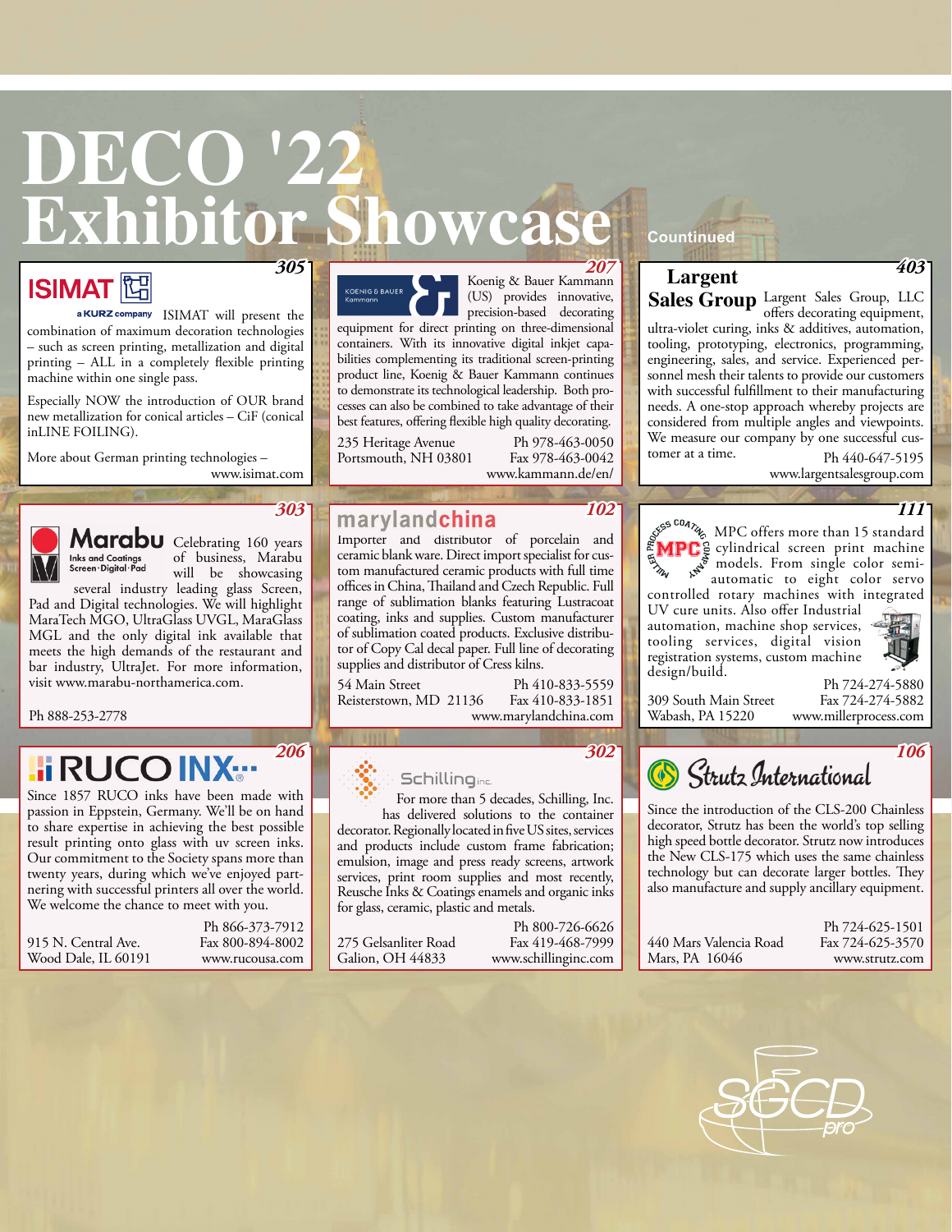# DECO '22 Exhibitor Showcase

Countinued

## ISIMAT — 305

a KURZ company

ISIMAT will present the combination of maximum decoration technologies – such as screen printing, metallization and digital printing – ALL in a completely flexible printing machine within one single pass.

Especially NOW the introduction of OUR brand new metallization for conical articles – CiF (conical inLINE FOILING).

More about German printing technologies – www.isimat.com

## Koenig & Bauer Kammann — 207

Koenig & Bauer Kammann (US) provides innovative, precision-based decorating equipment for direct printing on three-dimensional containers. With its innovative digital inkjet capabilities complementing its traditional screen-printing product line, Koenig & Bauer Kammann continues to demonstrate its technological leadership. Both processes can also be combined to take advantage of their best features, offering flexible high quality decorating.

235 Heritage Avenue
Portsmouth, NH 03801
Ph 978-463-0050
Fax 978-463-0042
www.kammann.de/en/

## Largent Sales Group — 403

Largent Sales Group, LLC offers decorating equipment, ultra-violet curing, inks & additives, automation, tooling, prototyping, electronics, programming, engineering, sales, and service. Experienced personnel mesh their talents to provide our customers with successful fulfillment to their manufacturing needs. A one-stop approach whereby projects are considered from multiple angles and viewpoints. We measure our company by one successful customer at a time.

Ph 440-647-5195
www.largentsalesgroup.com

## Marabu — 303

Inks and Coatings
Screen · Digital · Pad

Celebrating 160 years of business, Marabu will be showcasing several industry leading glass Screen, Pad and Digital technologies. We will highlight MaraTech MGO, UltraGlass UVGL, MaraGlass MGL and the only digital ink available that meets the high demands of the restaurant and bar industry, UltraJet. For more information, visit www.marabu-northamerica.com.

Ph 888-253-2778

## marylandchina — 102

Importer and distributor of porcelain and ceramic blank ware. Direct import specialist for custom manufactured ceramic products with full time offices in China, Thailand and Czech Republic. Full range of sublimation blanks featuring Lustracoat coating, inks and supplies. Custom manufacturer of sublimation coated products. Exclusive distributor of Copy Cal decal paper. Full line of decorating supplies and distributor of Cress kilns.

54 Main Street
Reisterstown, MD 21136
Ph 410-833-5559
Fax 410-833-1851
www.marylandchina.com

## MPC (Miller Process Coating Company) — 111

MPC offers more than 15 standard cylindrical screen print machine models. From single color semi-automatic to eight color servo controlled rotary machines with integrated UV cure units. Also offer Industrial automation, machine shop services, tooling services, digital vision registration systems, custom machine design/build.

309 South Main Street
Wabash, PA 15220
Ph 724-274-5880
Fax 724-274-5882
www.millerprocess.com

## RUCO INX — 206

Since 1857 RUCO inks have been made with passion in Eppstein, Germany. We'll be on hand to share expertise in achieving the best possible result printing onto glass with uv screen inks. Our commitment to the Society spans more than twenty years, during which we've enjoyed partnering with successful printers all over the world. We welcome the chance to meet with you.

915 N. Central Ave.
Wood Dale, IL 60191
Ph 866-373-7912
Fax 800-894-8002
www.rucousa.com

## Schilling inc. — 302

For more than 5 decades, Schilling, Inc. has delivered solutions to the container decorator. Regionally located in five US sites, services and products include custom frame fabrication; emulsion, image and press ready screens, artwork services, print room supplies and most recently, Reusche Inks & Coatings enamels and organic inks for glass, ceramic, plastic and metals.

275 Gelsanliter Road
Galion, OH 44833
Ph 800-726-6626
Fax 419-468-7999
www.schillinginc.com

## Strutz International — 106

Since the introduction of the CLS-200 Chainless decorator, Strutz has been the world's top selling high speed bottle decorator. Strutz now introduces the New CLS-175 which uses the same chainless technology but can decorate larger bottles. They also manufacture and supply ancillary equipment.

440 Mars Valencia Road
Mars, PA 16046
Ph 724-625-1501
Fax 724-625-3570
www.strutz.com